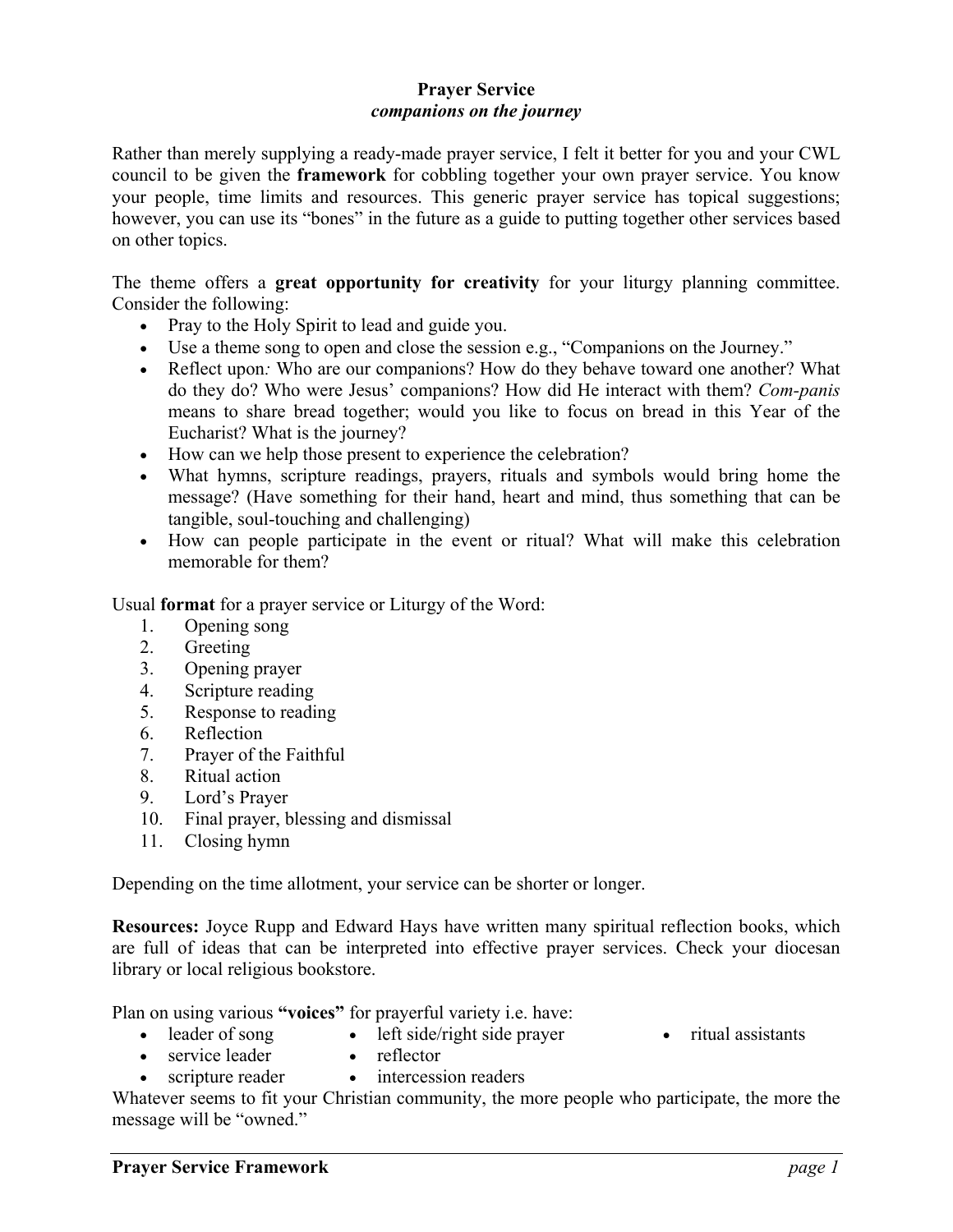# Prayer Service
## *companions on the journey*

Rather than merely supplying a ready-made prayer service, I felt it better for you and your CWL council to be given the **framework** for cobbling together your own prayer service. You know your people, time limits and resources. This generic prayer service has topical suggestions; however, you can use its "bones" in the future as a guide to putting together other services based on other topics.

The theme offers a **great opportunity for creativity** for your liturgy planning committee. Consider the following:

- Pray to the Holy Spirit to lead and guide you.
- Use a theme song to open and close the session e.g., "Companions on the Journey."
- Reflect upon*:* Who are our companions? How do they behave toward one another? What do they do? Who were Jesus' companions? How did He interact with them? *Com-panis* means to share bread together; would you like to focus on bread in this Year of the Eucharist? What is the journey?
- How can we help those present to experience the celebration?
- What hymns, scripture readings, prayers, rituals and symbols would bring home the message? (Have something for their hand, heart and mind, thus something that can be tangible, soul-touching and challenging)
- How can people participate in the event or ritual? What will make this celebration memorable for them?

Usual **format** for a prayer service or Liturgy of the Word:

1. Opening song
2. Greeting
3. Opening prayer
4. Scripture reading
5. Response to reading
6. Reflection
7. Prayer of the Faithful
8. Ritual action
9. Lord's Prayer
10. Final prayer, blessing and dismissal
11. Closing hymn

Depending on the time allotment, your service can be shorter or longer.

**Resources:** Joyce Rupp and Edward Hays have written many spiritual reflection books, which are full of ideas that can be interpreted into effective prayer services. Check your diocesan library or local religious bookstore.

Plan on using various **"voices"** for prayerful variety i.e. have:

- leader of song
- service leader
- scripture reader
- left side/right side prayer
- reflector
- intercession readers
- ritual assistants

Whatever seems to fit your Christian community, the more people who participate, the more the message will be "owned."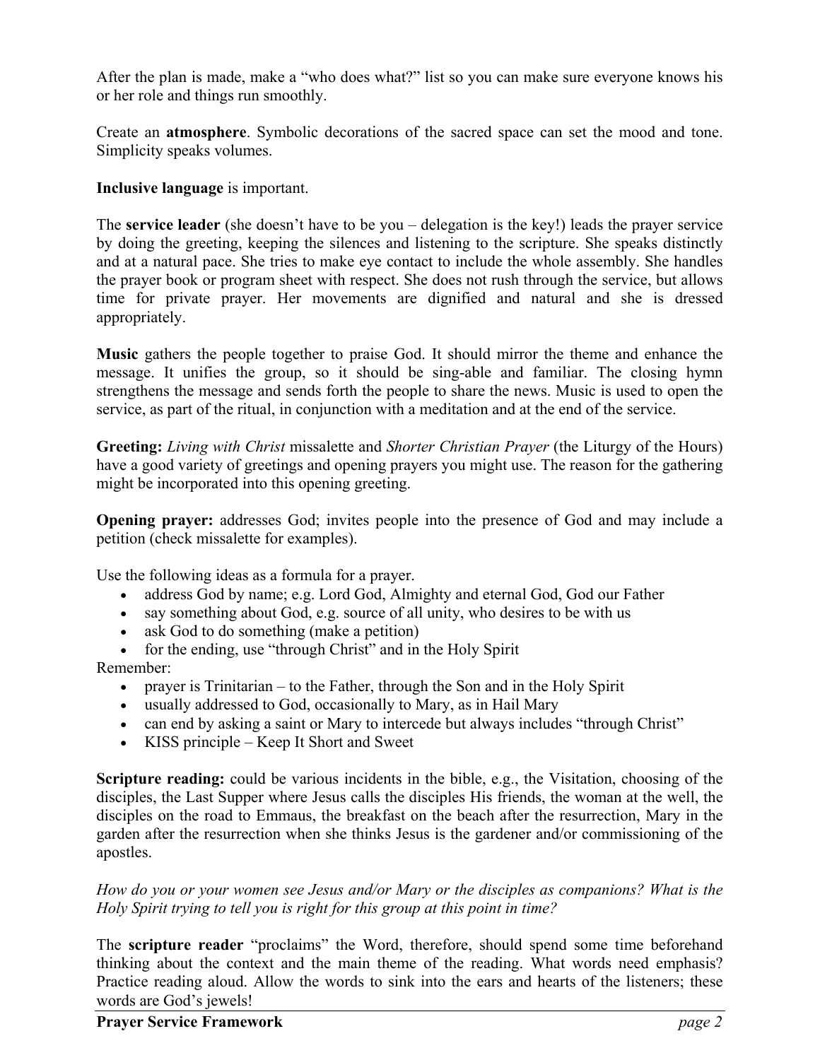After the plan is made, make a "who does what?" list so you can make sure everyone knows his or her role and things run smoothly.

Create an **atmosphere**. Symbolic decorations of the sacred space can set the mood and tone. Simplicity speaks volumes.

**Inclusive language** is important.

The **service leader** (she doesn't have to be you – delegation is the key!) leads the prayer service by doing the greeting, keeping the silences and listening to the scripture. She speaks distinctly and at a natural pace. She tries to make eye contact to include the whole assembly. She handles the prayer book or program sheet with respect. She does not rush through the service, but allows time for private prayer. Her movements are dignified and natural and she is dressed appropriately.

**Music** gathers the people together to praise God. It should mirror the theme and enhance the message. It unifies the group, so it should be sing-able and familiar. The closing hymn strengthens the message and sends forth the people to share the news. Music is used to open the service, as part of the ritual, in conjunction with a meditation and at the end of the service.

**Greeting:** *Living with Christ* missalette and *Shorter Christian Prayer* (the Liturgy of the Hours) have a good variety of greetings and opening prayers you might use. The reason for the gathering might be incorporated into this opening greeting.

**Opening prayer:** addresses God; invites people into the presence of God and may include a petition (check missalette for examples).

Use the following ideas as a formula for a prayer.

- address God by name; e.g. Lord God, Almighty and eternal God, God our Father
- say something about God, e.g. source of all unity, who desires to be with us
- ask God to do something (make a petition)
- for the ending, use "through Christ" and in the Holy Spirit

Remember:

- prayer is Trinitarian – to the Father, through the Son and in the Holy Spirit
- usually addressed to God, occasionally to Mary, as in Hail Mary
- can end by asking a saint or Mary to intercede but always includes "through Christ"
- KISS principle – Keep It Short and Sweet

**Scripture reading:** could be various incidents in the bible, e.g., the Visitation, choosing of the disciples, the Last Supper where Jesus calls the disciples His friends, the woman at the well, the disciples on the road to Emmaus, the breakfast on the beach after the resurrection, Mary in the garden after the resurrection when she thinks Jesus is the gardener and/or commissioning of the apostles.

*How do you or your women see Jesus and/or Mary or the disciples as companions? What is the Holy Spirit trying to tell you is right for this group at this point in time?*

The **scripture reader** "proclaims" the Word, therefore, should spend some time beforehand thinking about the context and the main theme of the reading. What words need emphasis? Practice reading aloud. Allow the words to sink into the ears and hearts of the listeners; these words are God's jewels!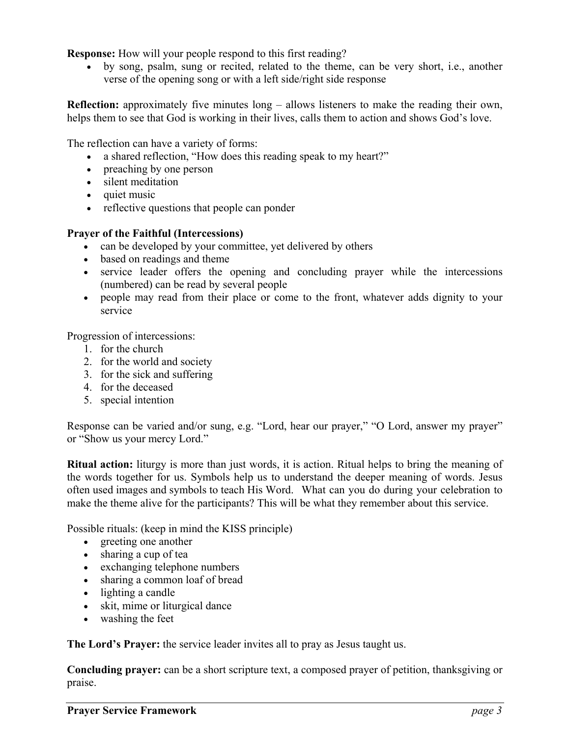**Response:** How will your people respond to this first reading?

- by song, psalm, sung or recited, related to the theme, can be very short, i.e., another verse of the opening song or with a left side/right side response

**Reflection:** approximately five minutes long – allows listeners to make the reading their own, helps them to see that God is working in their lives, calls them to action and shows God's love.

The reflection can have a variety of forms:

- a shared reflection, "How does this reading speak to my heart?"
- preaching by one person
- silent meditation
- quiet music
- reflective questions that people can ponder

**Prayer of the Faithful (Intercessions)**

- can be developed by your committee, yet delivered by others
- based on readings and theme
- service leader offers the opening and concluding prayer while the intercessions (numbered) can be read by several people
- people may read from their place or come to the front, whatever adds dignity to your service

Progression of intercessions:

1. for the church
2. for the world and society
3. for the sick and suffering
4. for the deceased
5. special intention

Response can be varied and/or sung, e.g. "Lord, hear our prayer," "O Lord, answer my prayer" or "Show us your mercy Lord."

**Ritual action:** liturgy is more than just words, it is action. Ritual helps to bring the meaning of the words together for us. Symbols help us to understand the deeper meaning of words. Jesus often used images and symbols to teach His Word. What can you do during your celebration to make the theme alive for the participants? This will be what they remember about this service.

Possible rituals: (keep in mind the KISS principle)

- greeting one another
- sharing a cup of tea
- exchanging telephone numbers
- sharing a common loaf of bread
- lighting a candle
- skit, mime or liturgical dance
- washing the feet

**The Lord's Prayer:** the service leader invites all to pray as Jesus taught us.

**Concluding prayer:** can be a short scripture text, a composed prayer of petition, thanksgiving or praise.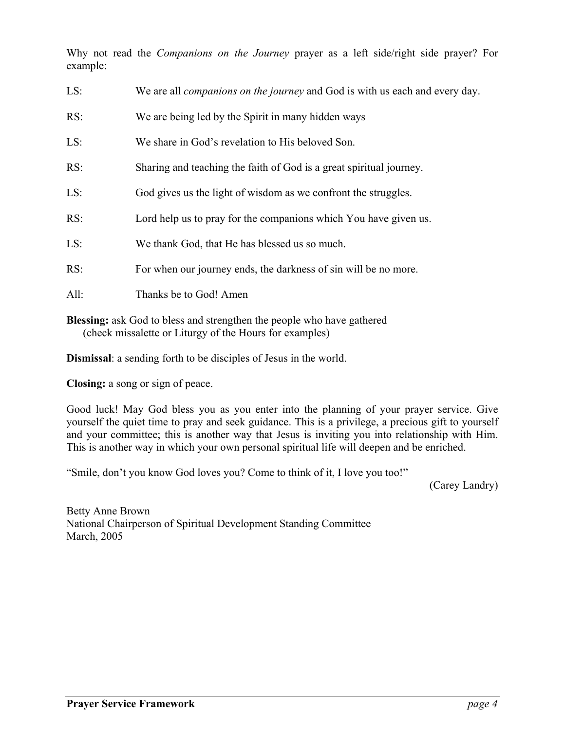Why not read the *Companions on the Journey* prayer as a left side/right side prayer? For example:

LS: We are all *companions on the journey* and God is with us each and every day.

RS: We are being led by the Spirit in many hidden ways

LS: We share in God's revelation to His beloved Son.

RS: Sharing and teaching the faith of God is a great spiritual journey.

LS: God gives us the light of wisdom as we confront the struggles.

RS: Lord help us to pray for the companions which You have given us.

LS: We thank God, that He has blessed us so much.

RS: For when our journey ends, the darkness of sin will be no more.

All: Thanks be to God! Amen

**Blessing:** ask God to bless and strengthen the people who have gathered
(check missalette or Liturgy of the Hours for examples)

**Dismissal**: a sending forth to be disciples of Jesus in the world.

**Closing:** a song or sign of peace.

Good luck! May God bless you as you enter into the planning of your prayer service. Give yourself the quiet time to pray and seek guidance. This is a privilege, a precious gift to yourself and your committee; this is another way that Jesus is inviting you into relationship with Him. This is another way in which your own personal spiritual life will deepen and be enriched.

"Smile, don't you know God loves you? Come to think of it, I love you too!"

(Carey Landry)

Betty Anne Brown
National Chairperson of Spiritual Development Standing Committee
March, 2005